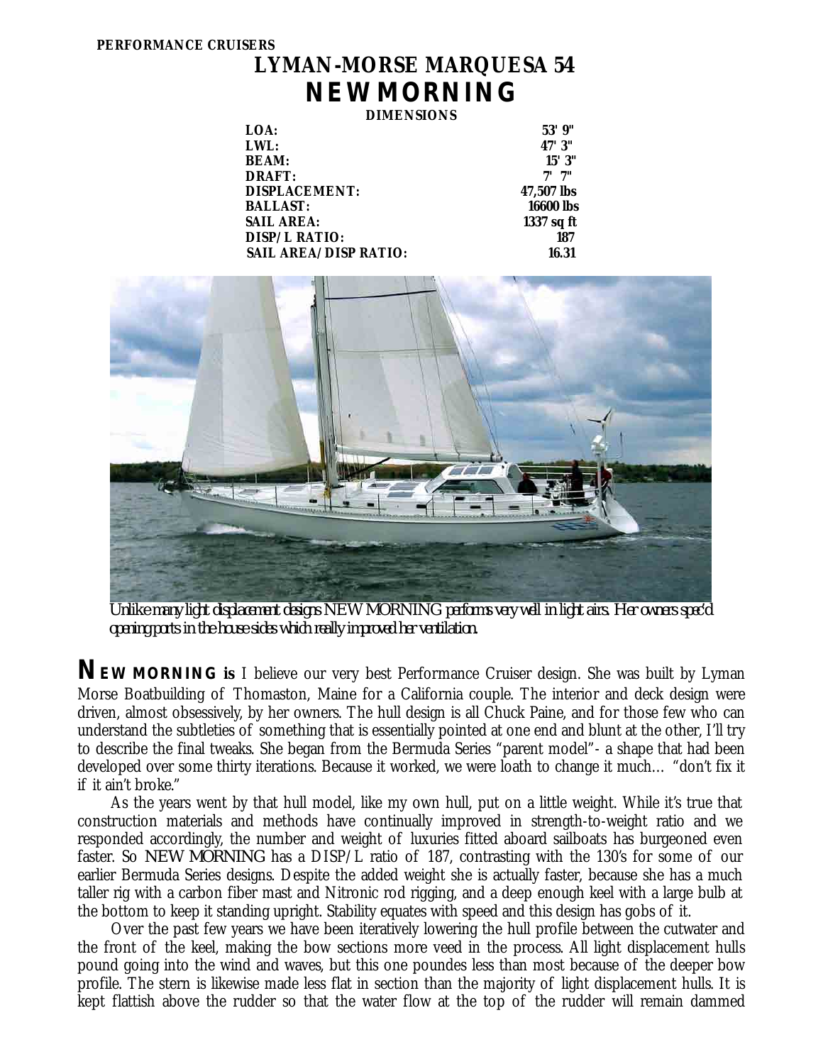PERFORMANCE CRUISERS

# LYMAN-MORSE MARQUESA 54

# NEW MORNING

**DIMENSIONS**

| | |
|---|---|
| **LOA:** | **53' 9"** |
| **LWL:** | **47' 3"** |
| **BEAM:** | **15' 3"** |
| **DRAFT:** | **7' 7"** |
| **DISPLACEMENT:** | **47,507 lbs** |
| **BALLAST:** | **16600 lbs** |
| **SAIL AREA:** | **1337 sq ft** |
| **DISP/L RATIO:** | **187** |
| **SAIL AREA/DISP RATIO:** | **16.31** |

*Unlike many light displacement designs NEW MORNING performs very well in light airs. Her owners spec'd opening ports in the house sides which really improved her ventilation.*

**NEW MORNING is** I believe our very best Performance Cruiser design. She was built by Lyman Morse Boatbuilding of Thomaston, Maine for a California couple. The interior and deck design were driven, almost obsessively, by her owners. The hull design is all Chuck Paine, and for those few who can understand the subtleties of something that is essentially pointed at one end and blunt at the other, I'll try to describe the final tweaks. She began from the Bermuda Series "parent model"- a shape that had been developed over some thirty iterations. Because it worked, we were loath to change it much… "don't fix it if it ain't broke."

As the years went by that hull model, like my own hull, put on a little weight. While it's true that construction materials and methods have continually improved in strength-to-weight ratio and we responded accordingly, the number and weight of luxuries fitted aboard sailboats has burgeoned even faster. So NEW MORNING has a DISP/L ratio of 187, contrasting with the 130's for some of our earlier Bermuda Series designs. Despite the added weight she is actually faster, because she has a much taller rig with a carbon fiber mast and Nitronic rod rigging, and a deep enough keel with a large bulb at the bottom to keep it standing upright. Stability equates with speed and this design has gobs of it.

Over the past few years we have been iteratively lowering the hull profile between the cutwater and the front of the keel, making the bow sections more veed in the process. All light displacement hulls pound going into the wind and waves, but this one poundes less than most because of the deeper bow profile. The stern is likewise made less flat in section than the majority of light displacement hulls. It is kept flattish above the rudder so that the water flow at the top of the rudder will remain dammed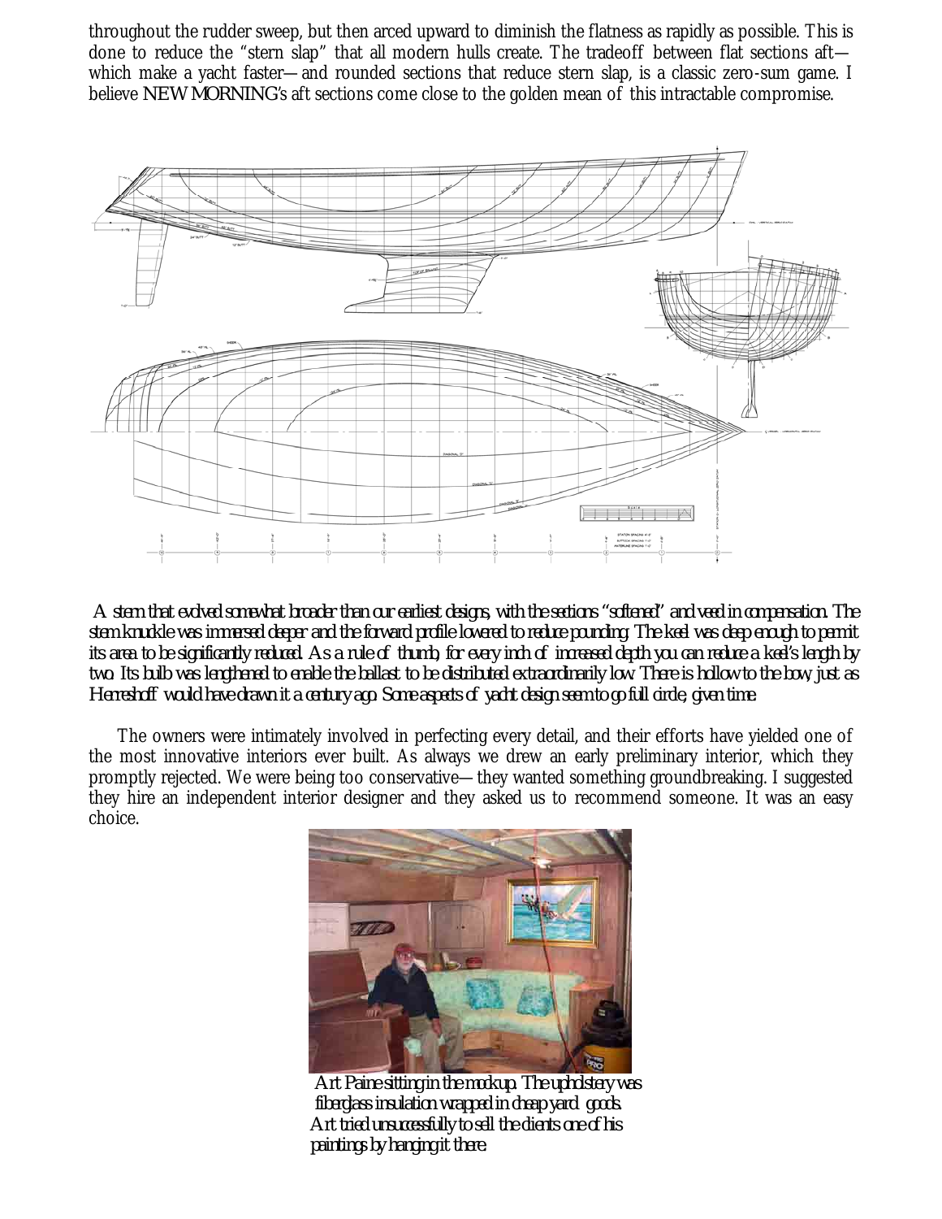throughout the rudder sweep, but then arced upward to diminish the flatness as rapidly as possible. This is done to reduce the "stern slap" that all modern hulls create. The tradeoff between flat sections aft—which make a yacht faster—and rounded sections that reduce stern slap, is a classic zero-sum game. I believe NEW MORNING's aft sections come close to the golden mean of this intractable compromise.

*A stern that evolved somewhat broader than our earliest designs, with the sections "softened" and veed in compensation. The stem knuckle was immersed deeper and the forward profile lowered to reduce pounding. The keel was deep enough to permit its area to be significantly reduced. As a rule of thumb, for every inch of increased depth you can reduce a keel's length by two. Its bulb was lengthened to enable the ballast to be distributed extraordinarily low. There is hollow to the bow, just as Herreshoff would have drawn it a century ago. Some aspects of yacht design seem to go full circle, given time.*

The owners were intimately involved in perfecting every detail, and their efforts have yielded one of the most innovative interiors ever built. As always we drew an early preliminary interior, which they promptly rejected. We were being too conservative—they wanted something groundbreaking. I suggested they hire an independent interior designer and they asked us to recommend someone. It was an easy choice.

*Art Paine sitting in the mockup. The upholstery was fiberglass insulation wrapped in cheap yard goods. Art tried unsuccessfully to sell the clients one of his paintings by hanging it there.*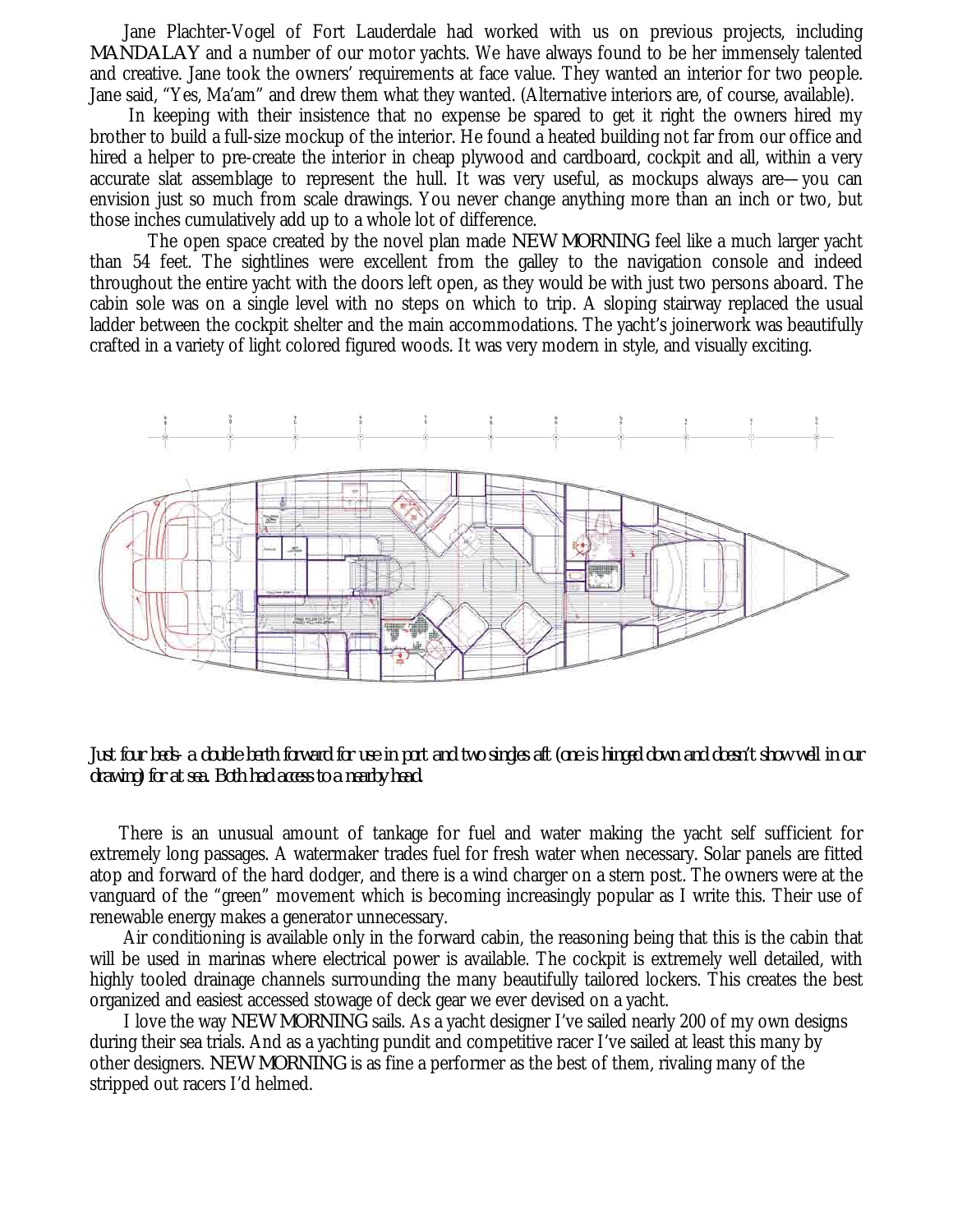Jane Plachter-Vogel of Fort Lauderdale had worked with us on previous projects, including MANDALAY and a number of our motor yachts. We have always found to be her immensely talented and creative. Jane took the owners' requirements at face value. They wanted an interior for two people. Jane said, "Yes, Ma'am" and drew them what they wanted. (Alternative interiors are, of course, available).

In keeping with their insistence that no expense be spared to get it right the owners hired my brother to build a full-size mockup of the interior. He found a heated building not far from our office and hired a helper to pre-create the interior in cheap plywood and cardboard, cockpit and all, within a very accurate slat assemblage to represent the hull. It was very useful, as mockups always are—you can envision just so much from scale drawings. You never change anything more than an inch or two, but those inches cumulatively add up to a whole lot of difference.

The open space created by the novel plan made NEW MORNING feel like a much larger yacht than 54 feet. The sightlines were excellent from the galley to the navigation console and indeed throughout the entire yacht with the doors left open, as they would be with just two persons aboard. The cabin sole was on a single level with no steps on which to trip. A sloping stairway replaced the usual ladder between the cockpit shelter and the main accommodations. The yacht's joinerwork was beautifully crafted in a variety of light colored figured woods. It was very modern in style, and visually exciting.

*Just four beds- a double berth forward for use in port and two singles aft (one is hinged down and doesn't show well in our drawing) for at sea. Both had access to a nearby head.*

There is an unusual amount of tankage for fuel and water making the yacht self sufficient for extremely long passages. A watermaker trades fuel for fresh water when necessary. Solar panels are fitted atop and forward of the hard dodger, and there is a wind charger on a stern post. The owners were at the vanguard of the "green" movement which is becoming increasingly popular as I write this. Their use of renewable energy makes a generator unnecessary.

Air conditioning is available only in the forward cabin, the reasoning being that this is the cabin that will be used in marinas where electrical power is available. The cockpit is extremely well detailed, with highly tooled drainage channels surrounding the many beautifully tailored lockers. This creates the best organized and easiest accessed stowage of deck gear we ever devised on a yacht.

I love the way NEW MORNING sails. As a yacht designer I've sailed nearly 200 of my own designs during their sea trials. And as a yachting pundit and competitive racer I've sailed at least this many by other designers. NEW MORNING is as fine a performer as the best of them, rivaling many of the stripped out racers I'd helmed.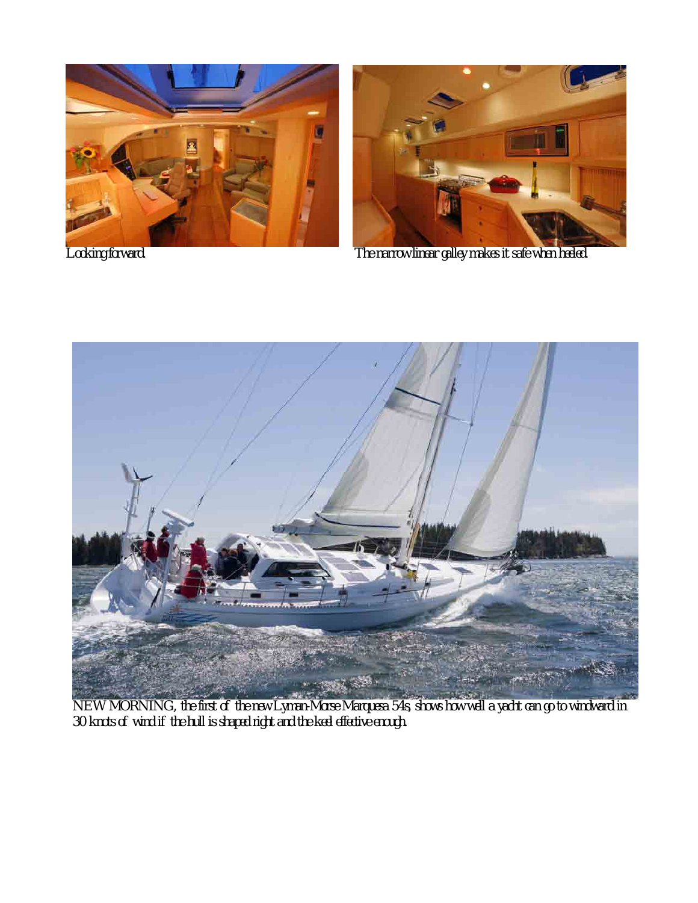Looking forward.

The narrow linear galley makes it safe when heeled.

NEW MORNING, the first of the new Lyman-Morse Marquesa 54s, shows how well a yacht can go to windward in 30 knots of wind if the hull is shaped right and the keel effective enough.